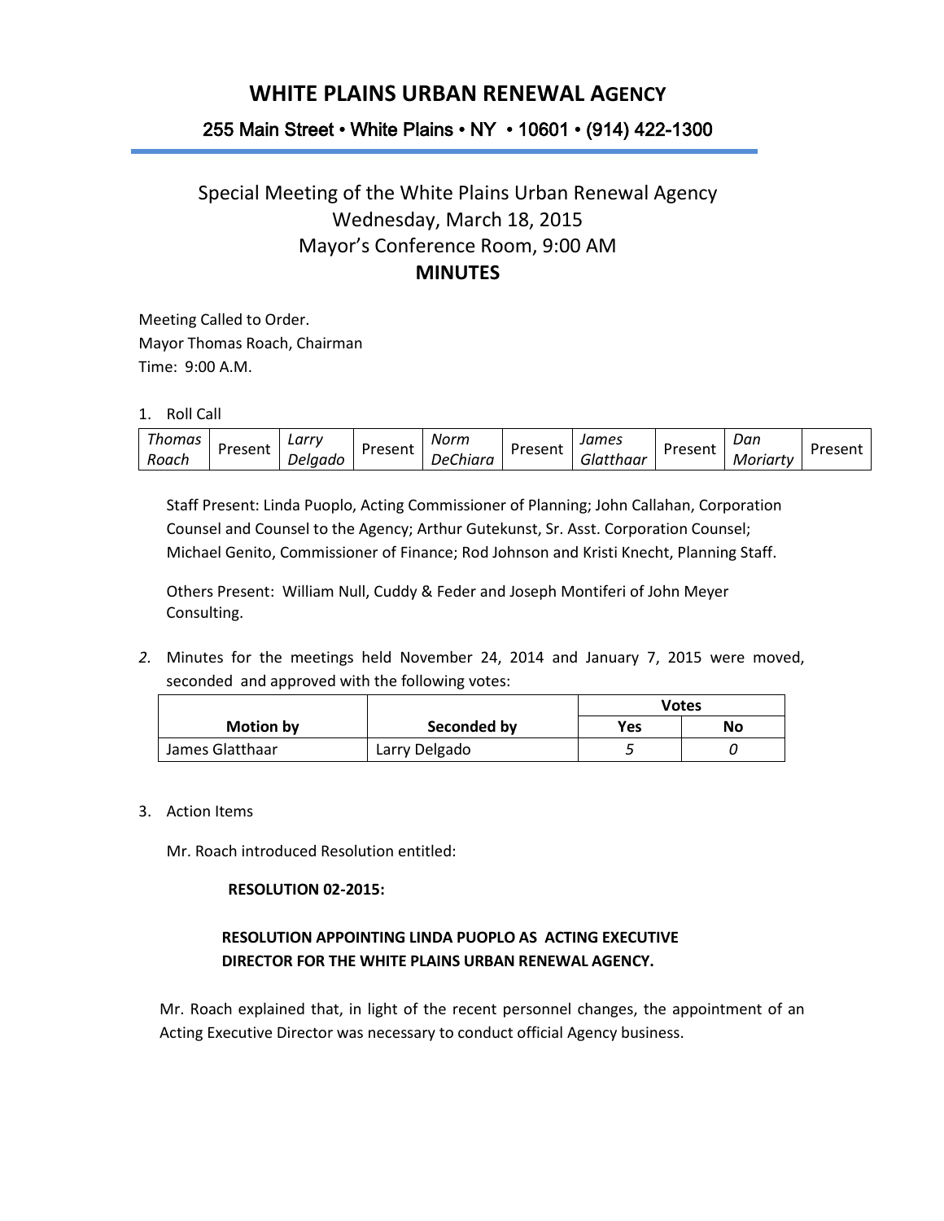# WHITE PLAINS URBAN RENEWAL AGENCY

### 255 Main Street • White Plains • NY • 10601 • (914) 422-1300

## Special Meeting of the White Plains Urban Renewal Agency
## Wednesday, March 18, 2015
## Mayor's Conference Room, 9:00 AM
## **MINUTES**

Meeting Called to Order.
Mayor Thomas Roach, Chairman
Time: 9:00 A.M.

1. Roll Call

| *Thomas Roach* | Present | *Larry Delgado* | Present | *Norm DeChiara* | Present | *James Glatthaar* | Present | *Dan Moriarty* | Present |
|---|---|---|---|---|---|---|---|---|---|

Staff Present: Linda Puoplo, Acting Commissioner of Planning; John Callahan, Corporation Counsel and Counsel to the Agency; Arthur Gutekunst, Sr. Asst. Corporation Counsel; Michael Genito, Commissioner of Finance; Rod Johnson and Kristi Knecht, Planning Staff.

Others Present: William Null, Cuddy & Feder and Joseph Montiferi of John Meyer Consulting.

2. Minutes for the meetings held November 24, 2014 and January 7, 2015 were moved, seconded and approved with the following votes:

| Motion by | Seconded by | Votes | |
|---|---|---|---|
| | | **Yes** | **No** |
| James Glatthaar | Larry Delgado | *5* | *0* |

3. Action Items

Mr. Roach introduced Resolution entitled:

**RESOLUTION 02-2015:**

**RESOLUTION APPOINTING LINDA PUOPLO AS ACTING EXECUTIVE DIRECTOR FOR THE WHITE PLAINS URBAN RENEWAL AGENCY.**

Mr. Roach explained that, in light of the recent personnel changes, the appointment of an Acting Executive Director was necessary to conduct official Agency business.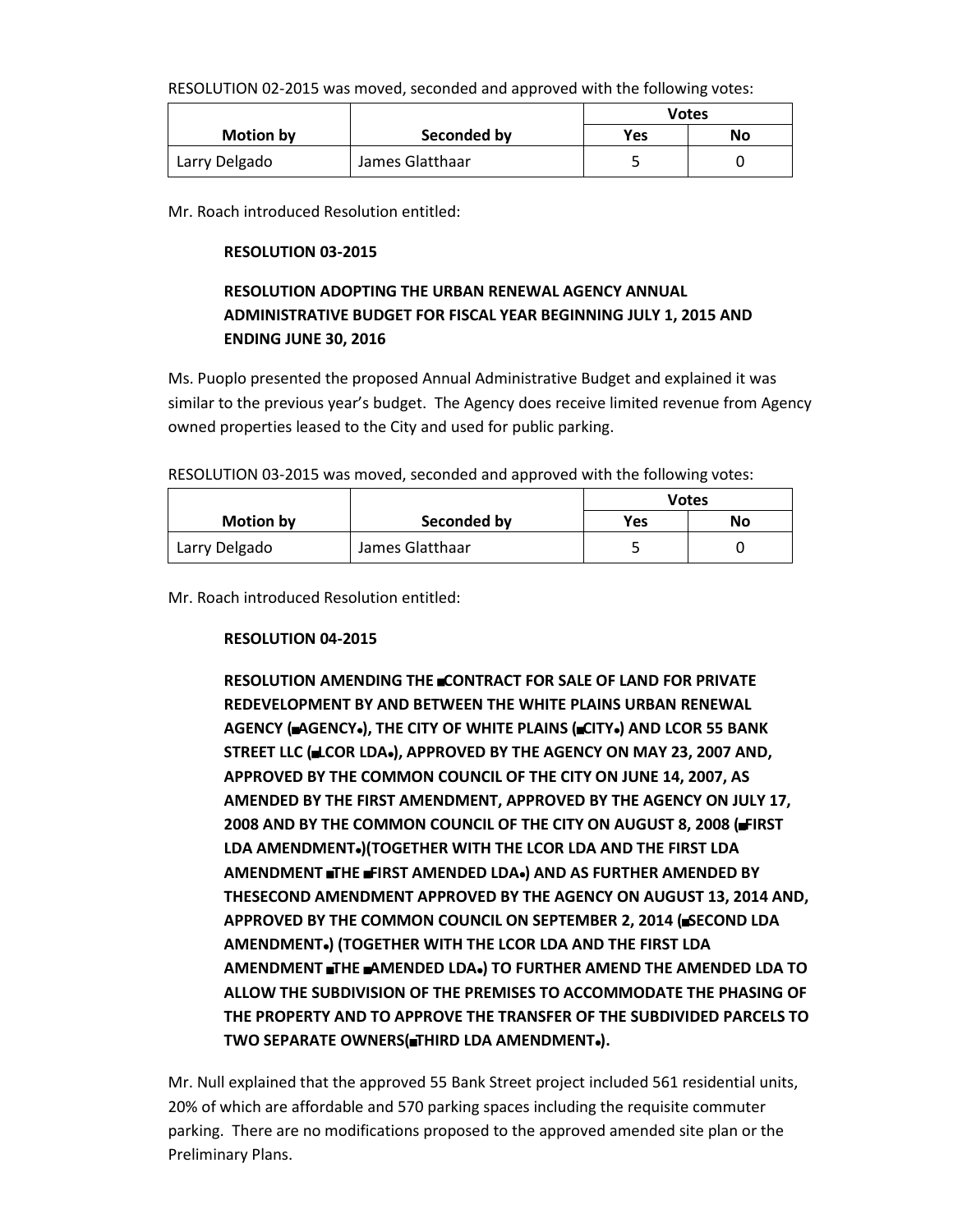RESOLUTION 02-2015 was moved, seconded and approved with the following votes:

| Motion by | Seconded by | Votes | |
|---|---|---|---|
| | | Yes | No |
| Larry Delgado | James Glatthaar | 5 | 0 |

Mr. Roach introduced Resolution entitled:

**RESOLUTION 03-2015**

**RESOLUTION ADOPTING THE URBAN RENEWAL AGENCY ANNUAL ADMINISTRATIVE BUDGET FOR FISCAL YEAR BEGINNING JULY 1, 2015 AND ENDING JUNE 30, 2016**

Ms. Puoplo presented the proposed Annual Administrative Budget and explained it was similar to the previous year's budget. The Agency does receive limited revenue from Agency owned properties leased to the City and used for public parking.

RESOLUTION 03-2015 was moved, seconded and approved with the following votes:

| Motion by | Seconded by | Votes | |
|---|---|---|---|
| | | Yes | No |
| Larry Delgado | James Glatthaar | 5 | 0 |

Mr. Roach introduced Resolution entitled:

**RESOLUTION 04-2015**

**RESOLUTION AMENDING THE ■CONTRACT FOR SALE OF LAND FOR PRIVATE REDEVELOPMENT BY AND BETWEEN THE WHITE PLAINS URBAN RENEWAL AGENCY (■AGENCY•), THE CITY OF WHITE PLAINS (■CITY•) AND LCOR 55 BANK STREET LLC (■LCOR LDA•), APPROVED BY THE AGENCY ON MAY 23, 2007 AND, APPROVED BY THE COMMON COUNCIL OF THE CITY ON JUNE 14, 2007, AS AMENDED BY THE FIRST AMENDMENT, APPROVED BY THE AGENCY ON JULY 17, 2008 AND BY THE COMMON COUNCIL OF THE CITY ON AUGUST 8, 2008 (■FIRST LDA AMENDMENT•)(TOGETHER WITH THE LCOR LDA AND THE FIRST LDA AMENDMENT ■THE ■FIRST AMENDED LDA•) AND AS FURTHER AMENDED BY THESECOND AMENDMENT APPROVED BY THE AGENCY ON AUGUST 13, 2014 AND, APPROVED BY THE COMMON COUNCIL ON SEPTEMBER 2, 2014 (■SECOND LDA AMENDMENT•) (TOGETHER WITH THE LCOR LDA AND THE FIRST LDA AMENDMENT ■THE ■AMENDED LDA•) TO FURTHER AMEND THE AMENDED LDA TO ALLOW THE SUBDIVISION OF THE PREMISES TO ACCOMMODATE THE PHASING OF THE PROPERTY AND TO APPROVE THE TRANSFER OF THE SUBDIVIDED PARCELS TO TWO SEPARATE OWNERS(■THIRD LDA AMENDMENT•).**

Mr. Null explained that the approved 55 Bank Street project included 561 residential units, 20% of which are affordable and 570 parking spaces including the requisite commuter parking. There are no modifications proposed to the approved amended site plan or the Preliminary Plans.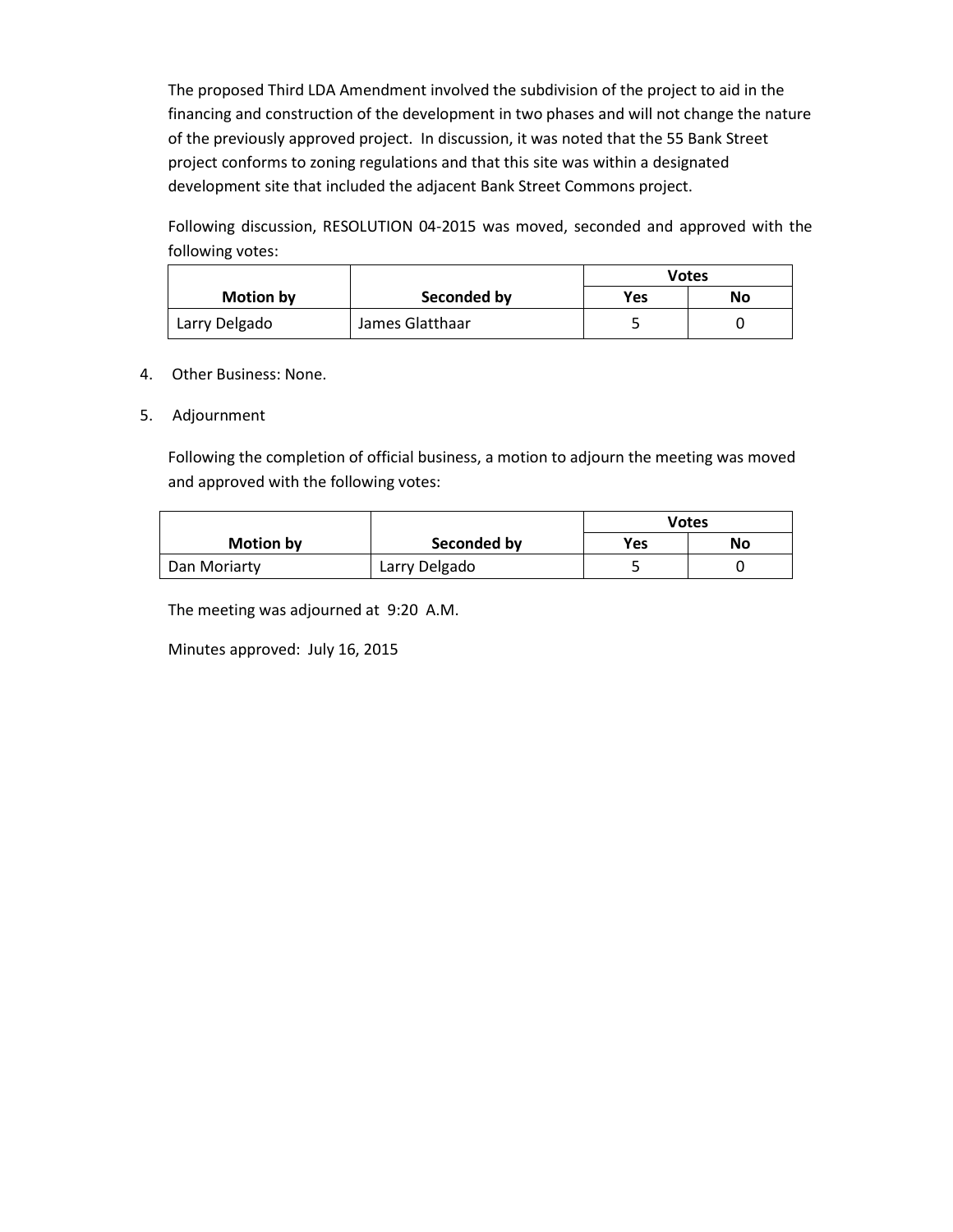The proposed Third LDA Amendment involved the subdivision of the project to aid in the financing and construction of the development in two phases and will not change the nature of the previously approved project. In discussion, it was noted that the 55 Bank Street project conforms to zoning regulations and that this site was within a designated development site that included the adjacent Bank Street Commons project.

Following discussion, RESOLUTION 04-2015 was moved, seconded and approved with the following votes:

| | | Votes | |
|---|---|---|---|
| **Motion by** | **Seconded by** | **Yes** | **No** |
| Larry Delgado | James Glatthaar | 5 | 0 |

4. Other Business: None.

5. Adjournment

Following the completion of official business, a motion to adjourn the meeting was moved and approved with the following votes:

| | | Votes | |
|---|---|---|---|
| **Motion by** | **Seconded by** | **Yes** | **No** |
| Dan Moriarty | Larry Delgado | 5 | 0 |

The meeting was adjourned at 9:20 A.M.

Minutes approved: July 16, 2015